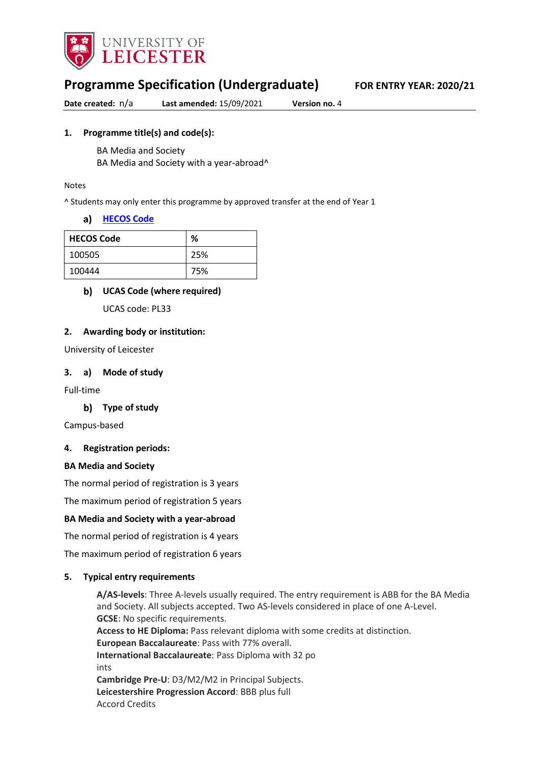# Programme Specification (Undergraduate)

**FOR ENTRY YEAR: 2020/21**

**Date created:** n/a **Last amended:** 15/09/2021 **Version no.** 4

## 1. Programme title(s) and code(s):

BA Media and Society
BA Media and Society with a year-abroad^

Notes

^ Students may only enter this programme by approved transfer at the end of Year 1

### a) HECOS Code

| HECOS Code | % |
|---|---|
| 100505 | 25% |
| 100444 | 75% |

### b) UCAS Code (where required)

UCAS code: PL33

## 2. Awarding body or institution:

University of Leicester

## 3. a) Mode of study

Full-time

### b) Type of study

Campus-based

## 4. Registration periods:

**BA Media and Society**

The normal period of registration is 3 years

The maximum period of registration 5 years

**BA Media and Society with a year-abroad**

The normal period of registration is 4 years

The maximum period of registration 6 years

## 5. Typical entry requirements

**A/AS-levels**: Three A-levels usually required. The entry requirement is ABB for the BA Media and Society. All subjects accepted. Two AS-levels considered in place of one A-Level.
**GCSE**: No specific requirements.
**Access to HE Diploma:** Pass relevant diploma with some credits at distinction.
**European Baccalaureate**: Pass with 77% overall.
**International Baccalaureate**: Pass Diploma with 32 points
**Cambridge Pre-U**: D3/M2/M2 in Principal Subjects.
**Leicestershire Progression Accord**: BBB plus full Accord Credits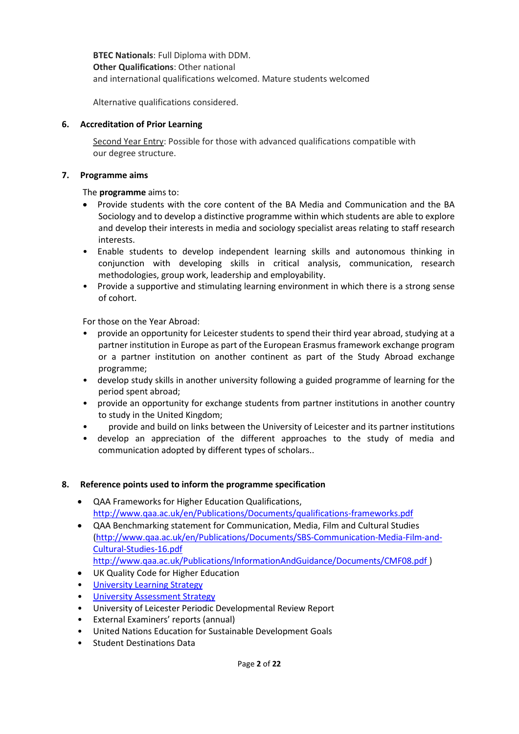**BTEC Nationals**: Full Diploma with DDM.
**Other Qualifications**: Other national
and international qualifications welcomed. Mature students welcomed

Alternative qualifications considered.

## 6. Accreditation of Prior Learning

Second Year Entry: Possible for those with advanced qualifications compatible with our degree structure.

## 7. Programme aims

The **programme** aims to:

- Provide students with the core content of the BA Media and Communication and the BA Sociology and to develop a distinctive programme within which students are able to explore and develop their interests in media and sociology specialist areas relating to staff research interests.
- Enable students to develop independent learning skills and autonomous thinking in conjunction with developing skills in critical analysis, communication, research methodologies, group work, leadership and employability.
- Provide a supportive and stimulating learning environment in which there is a strong sense of cohort.

For those on the Year Abroad:

- provide an opportunity for Leicester students to spend their third year abroad, studying at a partner institution in Europe as part of the European Erasmus framework exchange program or a partner institution on another continent as part of the Study Abroad exchange programme;
- develop study skills in another university following a guided programme of learning for the period spent abroad;
- provide an opportunity for exchange students from partner institutions in another country to study in the United Kingdom;
- provide and build on links between the University of Leicester and its partner institutions
- develop an appreciation of the different approaches to the study of media and communication adopted by different types of scholars..

## 8. Reference points used to inform the programme specification

- QAA Frameworks for Higher Education Qualifications, http://www.qaa.ac.uk/en/Publications/Documents/qualifications-frameworks.pdf
- QAA Benchmarking statement for Communication, Media, Film and Cultural Studies (http://www.qaa.ac.uk/en/Publications/Documents/SBS-Communication-Media-Film-and-Cultural-Studies-16.pdf http://www.qaa.ac.uk/Publications/InformationAndGuidance/Documents/CMF08.pdf )
- UK Quality Code for Higher Education
- University Learning Strategy
- University Assessment Strategy
- University of Leicester Periodic Developmental Review Report
- External Examiners' reports (annual)
- United Nations Education for Sustainable Development Goals
- Student Destinations Data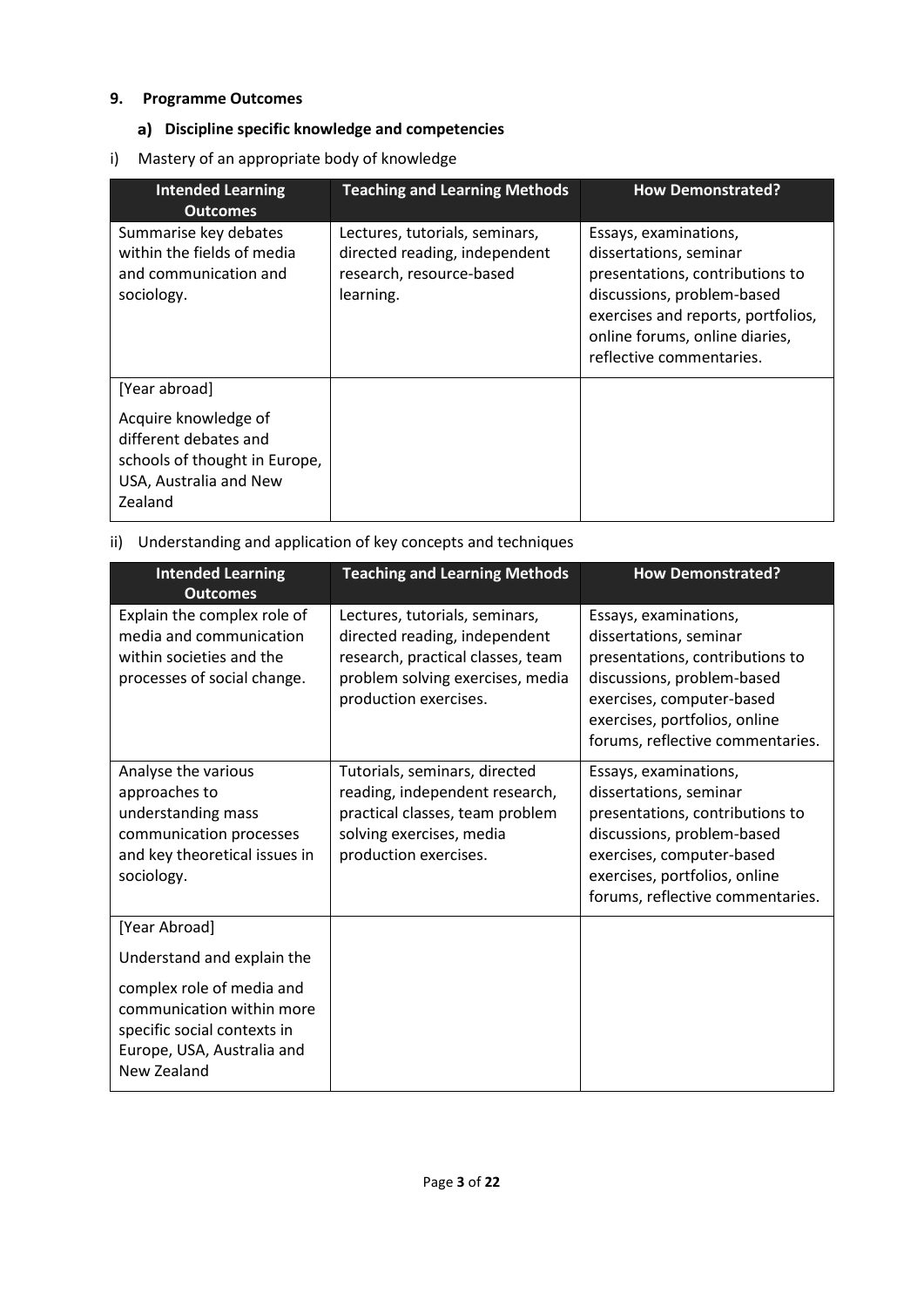## 9. Programme Outcomes

### a) Discipline specific knowledge and competencies

i) Mastery of an appropriate body of knowledge

| Intended Learning Outcomes | Teaching and Learning Methods | How Demonstrated? |
|---|---|---|
| Summarise key debates within the fields of media and communication and sociology. | Lectures, tutorials, seminars, directed reading, independent research, resource-based learning. | Essays, examinations, dissertations, seminar presentations, contributions to discussions, problem-based exercises and reports, portfolios, online forums, online diaries, reflective commentaries. |
| [Year abroad] Acquire knowledge of different debates and schools of thought in Europe, USA, Australia and New Zealand | | |

ii) Understanding and application of key concepts and techniques

| Intended Learning Outcomes | Teaching and Learning Methods | How Demonstrated? |
|---|---|---|
| Explain the complex role of media and communication within societies and the processes of social change. | Lectures, tutorials, seminars, directed reading, independent research, practical classes, team problem solving exercises, media production exercises. | Essays, examinations, dissertations, seminar presentations, contributions to discussions, problem-based exercises, computer-based exercises, portfolios, online forums, reflective commentaries. |
| Analyse the various approaches to understanding mass communication processes and key theoretical issues in sociology. | Tutorials, seminars, directed reading, independent research, practical classes, team problem solving exercises, media production exercises. | Essays, examinations, dissertations, seminar presentations, contributions to discussions, problem-based exercises, computer-based exercises, portfolios, online forums, reflective commentaries. |
| [Year Abroad] Understand and explain the complex role of media and communication within more specific social contexts in Europe, USA, Australia and New Zealand | | |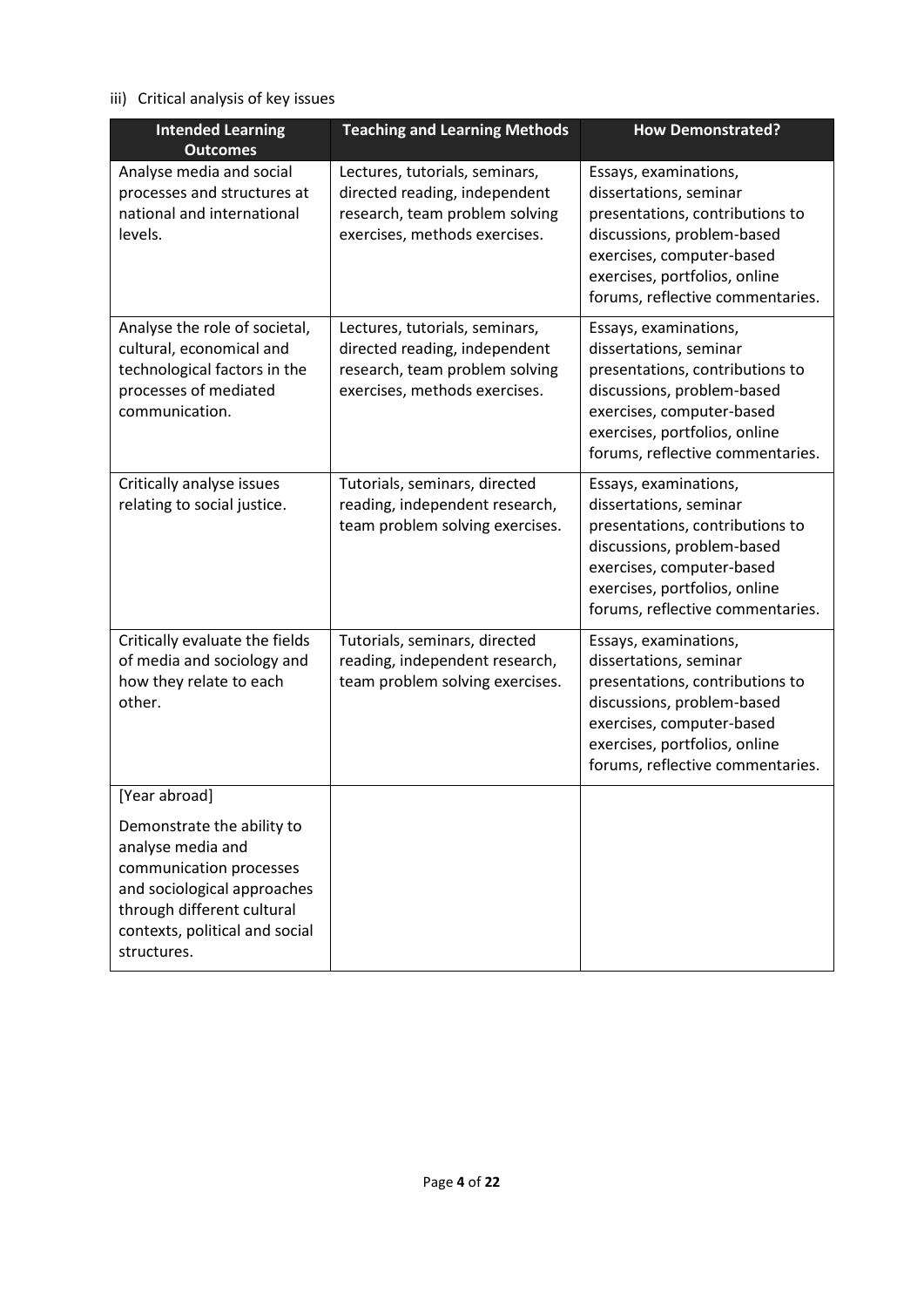iii) Critical analysis of key issues

| Intended Learning Outcomes | Teaching and Learning Methods | How Demonstrated? |
| --- | --- | --- |
| Analyse media and social processes and structures at national and international levels. | Lectures, tutorials, seminars, directed reading, independent research, team problem solving exercises, methods exercises. | Essays, examinations, dissertations, seminar presentations, contributions to discussions, problem-based exercises, computer-based exercises, portfolios, online forums, reflective commentaries. |
| Analyse the role of societal, cultural, economical and technological factors in the processes of mediated communication. | Lectures, tutorials, seminars, directed reading, independent research, team problem solving exercises, methods exercises. | Essays, examinations, dissertations, seminar presentations, contributions to discussions, problem-based exercises, computer-based exercises, portfolios, online forums, reflective commentaries. |
| Critically analyse issues relating to social justice. | Tutorials, seminars, directed reading, independent research, team problem solving exercises. | Essays, examinations, dissertations, seminar presentations, contributions to discussions, problem-based exercises, computer-based exercises, portfolios, online forums, reflective commentaries. |
| Critically evaluate the fields of media and sociology and how they relate to each other. | Tutorials, seminars, directed reading, independent research, team problem solving exercises. | Essays, examinations, dissertations, seminar presentations, contributions to discussions, problem-based exercises, computer-based exercises, portfolios, online forums, reflective commentaries. |
| [Year abroad]<br><br>Demonstrate the ability to analyse media and communication processes and sociological approaches through different cultural contexts, political and social structures. | | |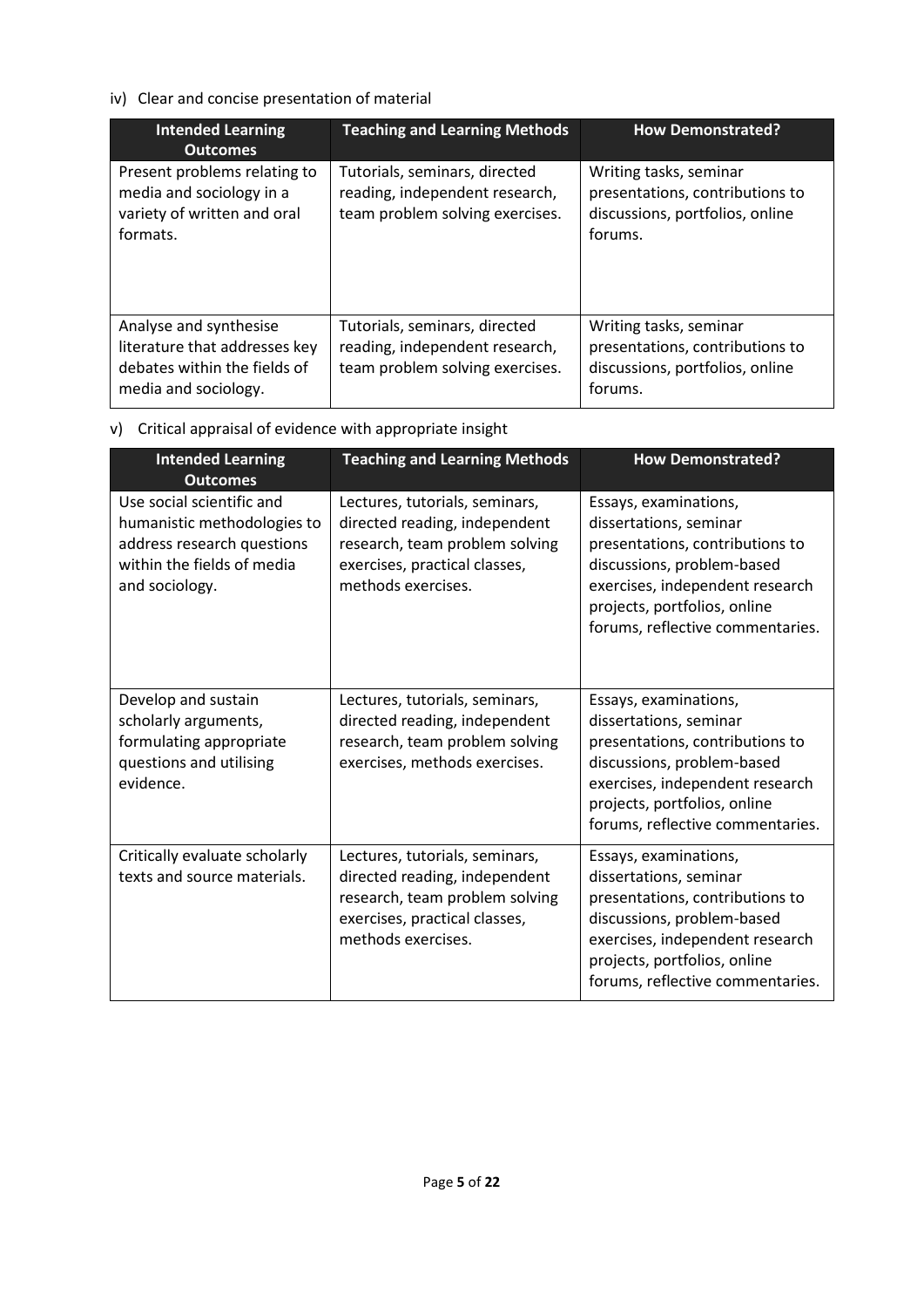iv) Clear and concise presentation of material

| Intended Learning Outcomes | Teaching and Learning Methods | How Demonstrated? |
| --- | --- | --- |
| Present problems relating to media and sociology in a variety of written and oral formats. | Tutorials, seminars, directed reading, independent research, team problem solving exercises. | Writing tasks, seminar presentations, contributions to discussions, portfolios, online forums. |
| Analyse and synthesise literature that addresses key debates within the fields of media and sociology. | Tutorials, seminars, directed reading, independent research, team problem solving exercises. | Writing tasks, seminar presentations, contributions to discussions, portfolios, online forums. |

v) Critical appraisal of evidence with appropriate insight

| Intended Learning Outcomes | Teaching and Learning Methods | How Demonstrated? |
| --- | --- | --- |
| Use social scientific and humanistic methodologies to address research questions within the fields of media and sociology. | Lectures, tutorials, seminars, directed reading, independent research, team problem solving exercises, practical classes, methods exercises. | Essays, examinations, dissertations, seminar presentations, contributions to discussions, problem-based exercises, independent research projects, portfolios, online forums, reflective commentaries. |
| Develop and sustain scholarly arguments, formulating appropriate questions and utilising evidence. | Lectures, tutorials, seminars, directed reading, independent research, team problem solving exercises, methods exercises. | Essays, examinations, dissertations, seminar presentations, contributions to discussions, problem-based exercises, independent research projects, portfolios, online forums, reflective commentaries. |
| Critically evaluate scholarly texts and source materials. | Lectures, tutorials, seminars, directed reading, independent research, team problem solving exercises, practical classes, methods exercises. | Essays, examinations, dissertations, seminar presentations, contributions to discussions, problem-based exercises, independent research projects, portfolios, online forums, reflective commentaries. |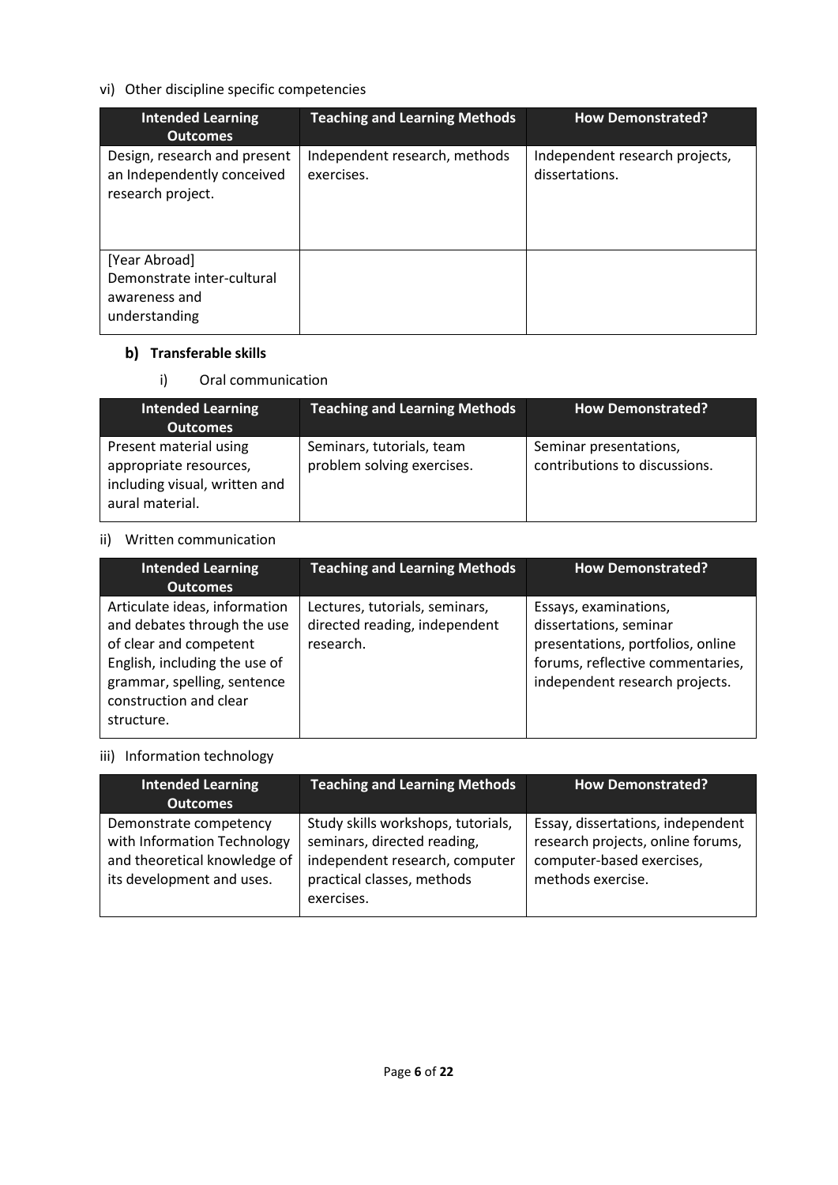vi) Other discipline specific competencies

| Intended Learning Outcomes | Teaching and Learning Methods | How Demonstrated? |
| --- | --- | --- |
| Design, research and present an Independently conceived research project. | Independent research, methods exercises. | Independent research projects, dissertations. |
| [Year Abroad] Demonstrate inter-cultural awareness and understanding | | |

### b) Transferable skills

i) Oral communication

| Intended Learning Outcomes | Teaching and Learning Methods | How Demonstrated? |
| --- | --- | --- |
| Present material using appropriate resources, including visual, written and aural material. | Seminars, tutorials, team problem solving exercises. | Seminar presentations, contributions to discussions. |

ii) Written communication

| Intended Learning Outcomes | Teaching and Learning Methods | How Demonstrated? |
| --- | --- | --- |
| Articulate ideas, information and debates through the use of clear and competent English, including the use of grammar, spelling, sentence construction and clear structure. | Lectures, tutorials, seminars, directed reading, independent research. | Essays, examinations, dissertations, seminar presentations, portfolios, online forums, reflective commentaries, independent research projects. |

iii) Information technology

| Intended Learning Outcomes | Teaching and Learning Methods | How Demonstrated? |
| --- | --- | --- |
| Demonstrate competency with Information Technology and theoretical knowledge of its development and uses. | Study skills workshops, tutorials, seminars, directed reading, independent research, computer practical classes, methods exercises. | Essay, dissertations, independent research projects, online forums, computer-based exercises, methods exercise. |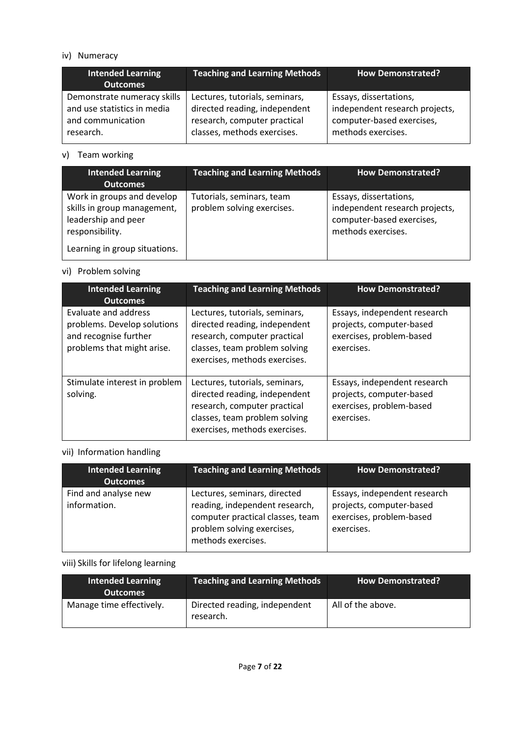iv) Numeracy

| Intended Learning Outcomes | Teaching and Learning Methods | How Demonstrated? |
|---|---|---|
| Demonstrate numeracy skills and use statistics in media and communication research. | Lectures, tutorials, seminars, directed reading, independent research, computer practical classes, methods exercises. | Essays, dissertations, independent research projects, computer-based exercises, methods exercises. |

v) Team working

| Intended Learning Outcomes | Teaching and Learning Methods | How Demonstrated? |
|---|---|---|
| Work in groups and develop skills in group management, leadership and peer responsibility.<br><br>Learning in group situations. | Tutorials, seminars, team problem solving exercises. | Essays, dissertations, independent research projects, computer-based exercises, methods exercises. |

vi) Problem solving

| Intended Learning Outcomes | Teaching and Learning Methods | How Demonstrated? |
|---|---|---|
| Evaluate and address problems. Develop solutions and recognise further problems that might arise. | Lectures, tutorials, seminars, directed reading, independent research, computer practical classes, team problem solving exercises, methods exercises. | Essays, independent research projects, computer-based exercises, problem-based exercises. |
| Stimulate interest in problem solving. | Lectures, tutorials, seminars, directed reading, independent research, computer practical classes, team problem solving exercises, methods exercises. | Essays, independent research projects, computer-based exercises, problem-based exercises. |

vii) Information handling

| Intended Learning Outcomes | Teaching and Learning Methods | How Demonstrated? |
|---|---|---|
| Find and analyse new information. | Lectures, seminars, directed reading, independent research, computer practical classes, team problem solving exercises, methods exercises. | Essays, independent research projects, computer-based exercises, problem-based exercises. |

viii) Skills for lifelong learning

| Intended Learning Outcomes | Teaching and Learning Methods | How Demonstrated? |
|---|---|---|
| Manage time effectively. | Directed reading, independent research. | All of the above. |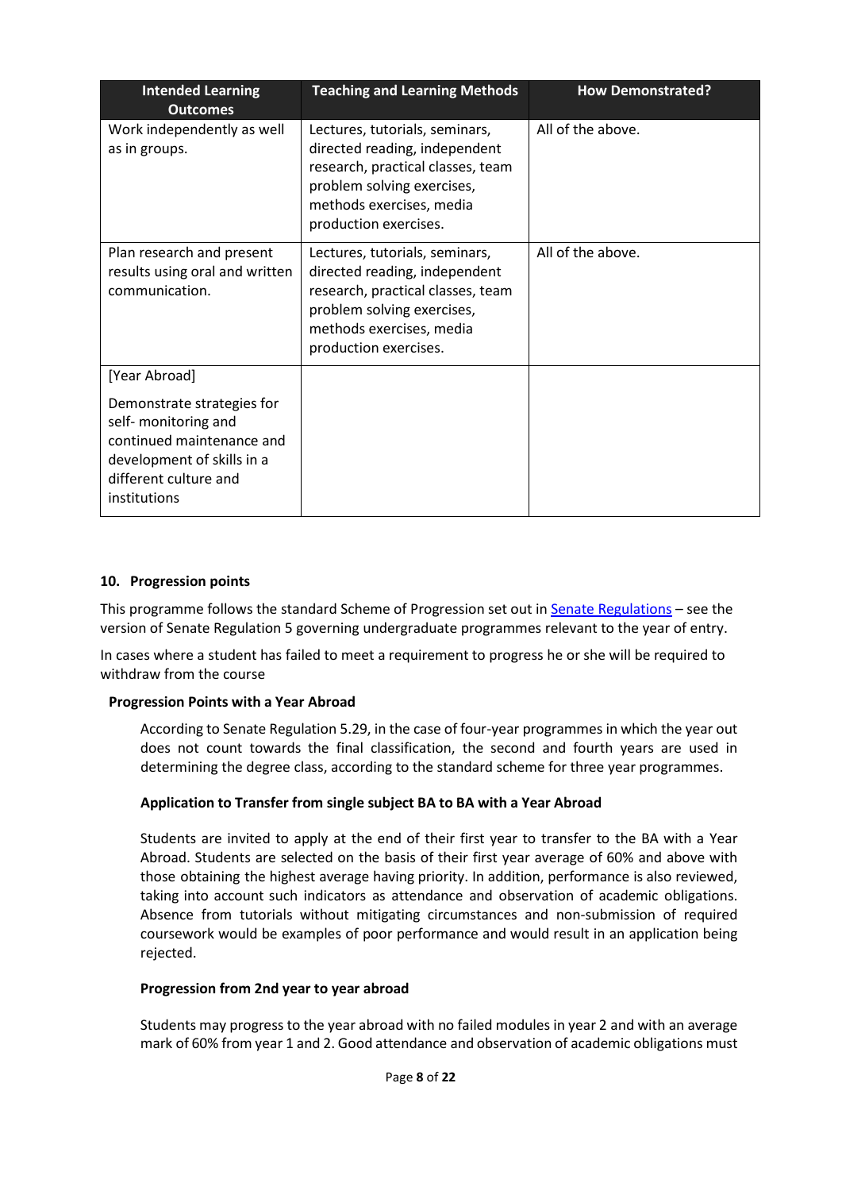| Intended Learning Outcomes | Teaching and Learning Methods | How Demonstrated? |
|---|---|---|
| Work independently as well as in groups. | Lectures, tutorials, seminars, directed reading, independent research, practical classes, team problem solving exercises, methods exercises, media production exercises. | All of the above. |
| Plan research and present results using oral and written communication. | Lectures, tutorials, seminars, directed reading, independent research, practical classes, team problem solving exercises, methods exercises, media production exercises. | All of the above. |
| [Year Abroad]<br><br>Demonstrate strategies for self- monitoring and continued maintenance and development of skills in a different culture and institutions | | |

**10. Progression points**

This programme follows the standard Scheme of Progression set out in Senate Regulations – see the version of Senate Regulation 5 governing undergraduate programmes relevant to the year of entry.

In cases where a student has failed to meet a requirement to progress he or she will be required to withdraw from the course

**Progression Points with a Year Abroad**

According to Senate Regulation 5.29, in the case of four-year programmes in which the year out does not count towards the final classification, the second and fourth years are used in determining the degree class, according to the standard scheme for three year programmes.

**Application to Transfer from single subject BA to BA with a Year Abroad**

Students are invited to apply at the end of their first year to transfer to the BA with a Year Abroad. Students are selected on the basis of their first year average of 60% and above with those obtaining the highest average having priority. In addition, performance is also reviewed, taking into account such indicators as attendance and observation of academic obligations. Absence from tutorials without mitigating circumstances and non-submission of required coursework would be examples of poor performance and would result in an application being rejected.

**Progression from 2nd year to year abroad**

Students may progress to the year abroad with no failed modules in year 2 and with an average mark of 60% from year 1 and 2. Good attendance and observation of academic obligations must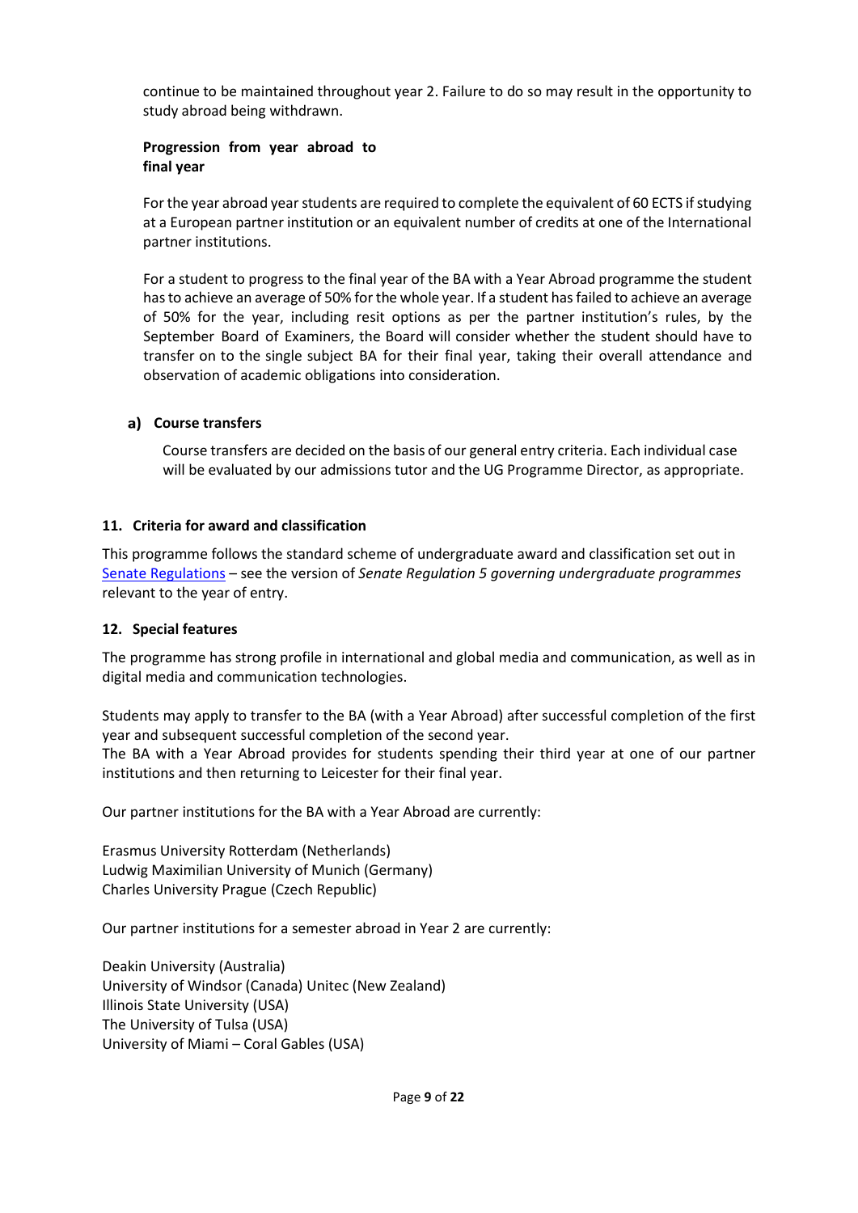continue to be maintained throughout year 2. Failure to do so may result in the opportunity to study abroad being withdrawn.

**Progression from year abroad to final year**

For the year abroad year students are required to complete the equivalent of 60 ECTS if studying at a European partner institution or an equivalent number of credits at one of the International partner institutions.

For a student to progress to the final year of the BA with a Year Abroad programme the student has to achieve an average of 50% for the whole year. If a student has failed to achieve an average of 50% for the year, including resit options as per the partner institution's rules, by the September Board of Examiners, the Board will consider whether the student should have to transfer on to the single subject BA for their final year, taking their overall attendance and observation of academic obligations into consideration.

#### a) Course transfers

Course transfers are decided on the basis of our general entry criteria. Each individual case will be evaluated by our admissions tutor and the UG Programme Director, as appropriate.

### 11. Criteria for award and classification

This programme follows the standard scheme of undergraduate award and classification set out in [Senate Regulations](#) – see the version of *Senate Regulation 5 governing undergraduate programmes* relevant to the year of entry.

### 12. Special features

The programme has strong profile in international and global media and communication, as well as in digital media and communication technologies.

Students may apply to transfer to the BA (with a Year Abroad) after successful completion of the first year and subsequent successful completion of the second year.
The BA with a Year Abroad provides for students spending their third year at one of our partner institutions and then returning to Leicester for their final year.

Our partner institutions for the BA with a Year Abroad are currently:

Erasmus University Rotterdam (Netherlands)
Ludwig Maximilian University of Munich (Germany)
Charles University Prague (Czech Republic)

Our partner institutions for a semester abroad in Year 2 are currently:

Deakin University (Australia)
University of Windsor (Canada) Unitec (New Zealand)
Illinois State University (USA)
The University of Tulsa (USA)
University of Miami – Coral Gables (USA)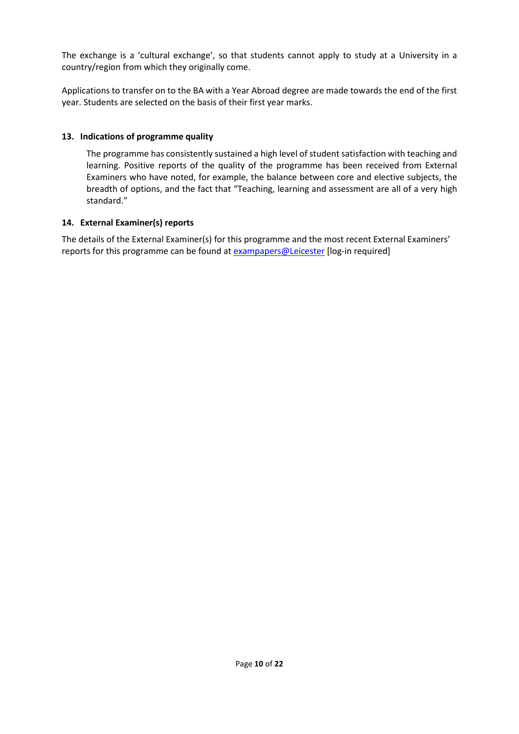The exchange is a 'cultural exchange', so that students cannot apply to study at a University in a country/region from which they originally come.

Applications to transfer on to the BA with a Year Abroad degree are made towards the end of the first year. Students are selected on the basis of their first year marks.

### 13. Indications of programme quality

The programme has consistently sustained a high level of student satisfaction with teaching and learning. Positive reports of the quality of the programme has been received from External Examiners who have noted, for example, the balance between core and elective subjects, the breadth of options, and the fact that "Teaching, learning and assessment are all of a very high standard."

### 14. External Examiner(s) reports

The details of the External Examiner(s) for this programme and the most recent External Examiners' reports for this programme can be found at exampapers@Leicester [log-in required]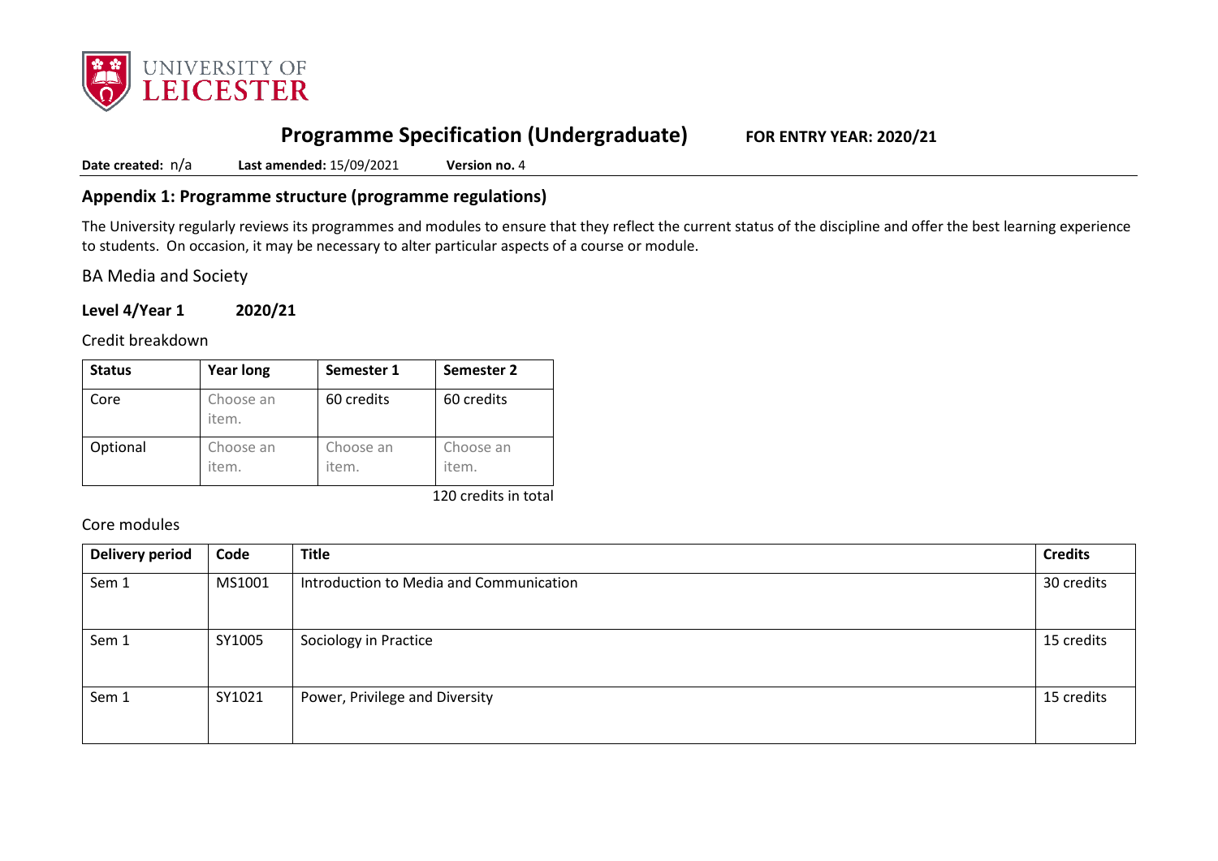# Programme Specification (Undergraduate) FOR ENTRY YEAR: 2020/21

**Date created:** n/a **Last amended:** 15/09/2021 **Version no.** 4

## Appendix 1: Programme structure (programme regulations)

The University regularly reviews its programmes and modules to ensure that they reflect the current status of the discipline and offer the best learning experience to students. On occasion, it may be necessary to alter particular aspects of a course or module.

BA Media and Society

### Level 4/Year 1 2020/21

Credit breakdown

| Status | Year long | Semester 1 | Semester 2 |
|---|---|---|---|
| Core | Choose an item. | 60 credits | 60 credits |
| Optional | Choose an item. | Choose an item. | Choose an item. |

120 credits in total

Core modules

| Delivery period | Code | Title | Credits |
|---|---|---|---|
| Sem 1 | MS1001 | Introduction to Media and Communication | 30 credits |
| Sem 1 | SY1005 | Sociology in Practice | 15 credits |
| Sem 1 | SY1021 | Power, Privilege and Diversity | 15 credits |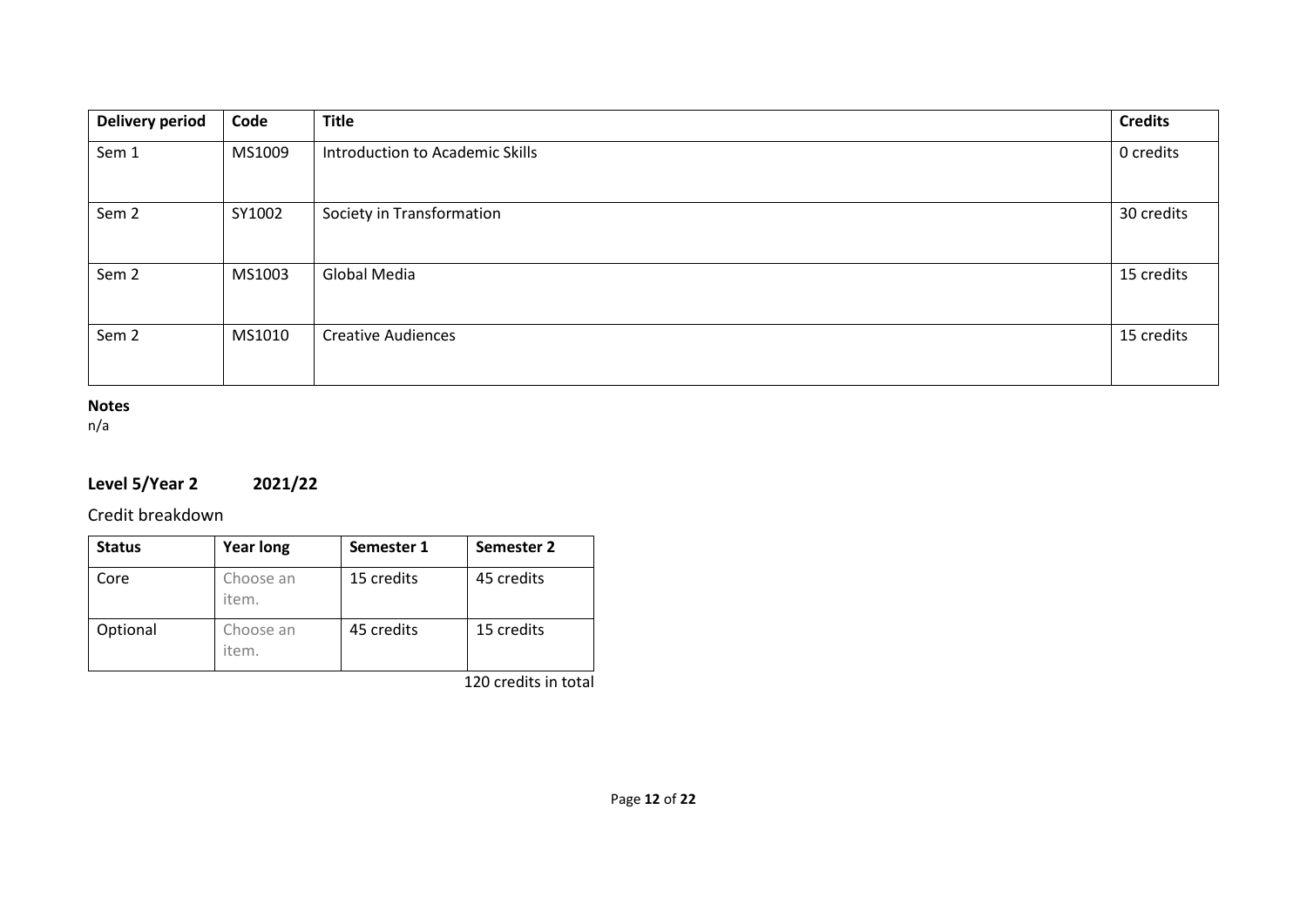| Delivery period | Code | Title | Credits |
| --- | --- | --- | --- |
| Sem 1 | MS1009 | Introduction to Academic Skills | 0 credits |
| Sem 2 | SY1002 | Society in Transformation | 30 credits |
| Sem 2 | MS1003 | Global Media | 15 credits |
| Sem 2 | MS1010 | Creative Audiences | 15 credits |

**Notes**
n/a

### Level 5/Year 2 2021/22

Credit breakdown

| Status | Year long | Semester 1 | Semester 2 |
| --- | --- | --- | --- |
| Core | Choose an item. | 15 credits | 45 credits |
| Optional | Choose an item. | 45 credits | 15 credits |

120 credits in total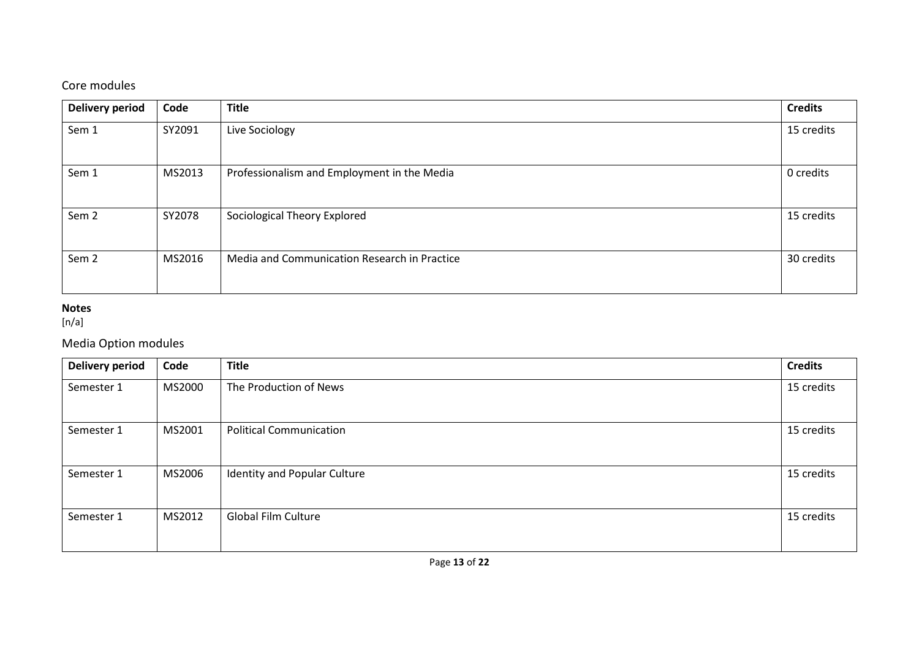## Core modules

| Delivery period | Code | Title | Credits |
|---|---|---|---|
| Sem 1 | SY2091 | Live Sociology | 15 credits |
| Sem 1 | MS2013 | Professionalism and Employment in the Media | 0 credits |
| Sem 2 | SY2078 | Sociological Theory Explored | 15 credits |
| Sem 2 | MS2016 | Media and Communication Research in Practice | 30 credits |

**Notes**
[n/a]

## Media Option modules

| Delivery period | Code | Title | Credits |
|---|---|---|---|
| Semester 1 | MS2000 | The Production of News | 15 credits |
| Semester 1 | MS2001 | Political Communication | 15 credits |
| Semester 1 | MS2006 | Identity and Popular Culture | 15 credits |
| Semester 1 | MS2012 | Global Film Culture | 15 credits |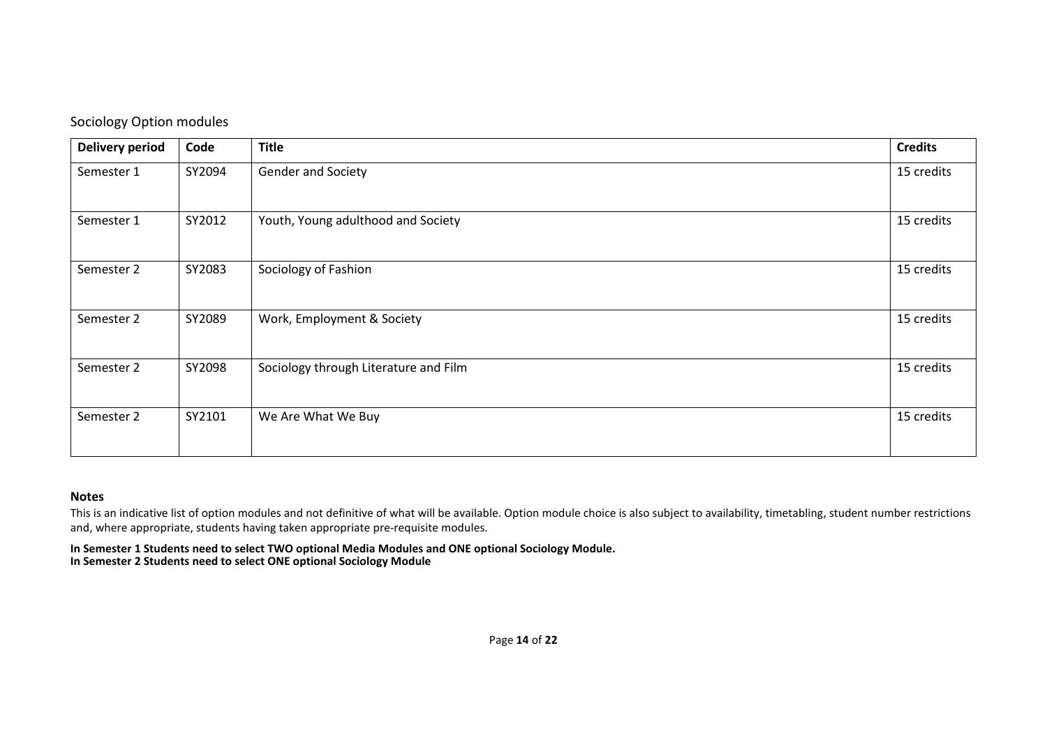## Sociology Option modules

| Delivery period | Code | Title | Credits |
|---|---|---|---|
| Semester 1 | SY2094 | Gender and Society | 15 credits |
| Semester 1 | SY2012 | Youth, Young adulthood and Society | 15 credits |
| Semester 2 | SY2083 | Sociology of Fashion | 15 credits |
| Semester 2 | SY2089 | Work, Employment & Society | 15 credits |
| Semester 2 | SY2098 | Sociology through Literature and Film | 15 credits |
| Semester 2 | SY2101 | We Are What We Buy | 15 credits |

**Notes**

This is an indicative list of option modules and not definitive of what will be available. Option module choice is also subject to availability, timetabling, student number restrictions and, where appropriate, students having taken appropriate pre-requisite modules.

**In Semester 1 Students need to select TWO optional Media Modules and ONE optional Sociology Module.**
**In Semester 2 Students need to select ONE optional Sociology Module**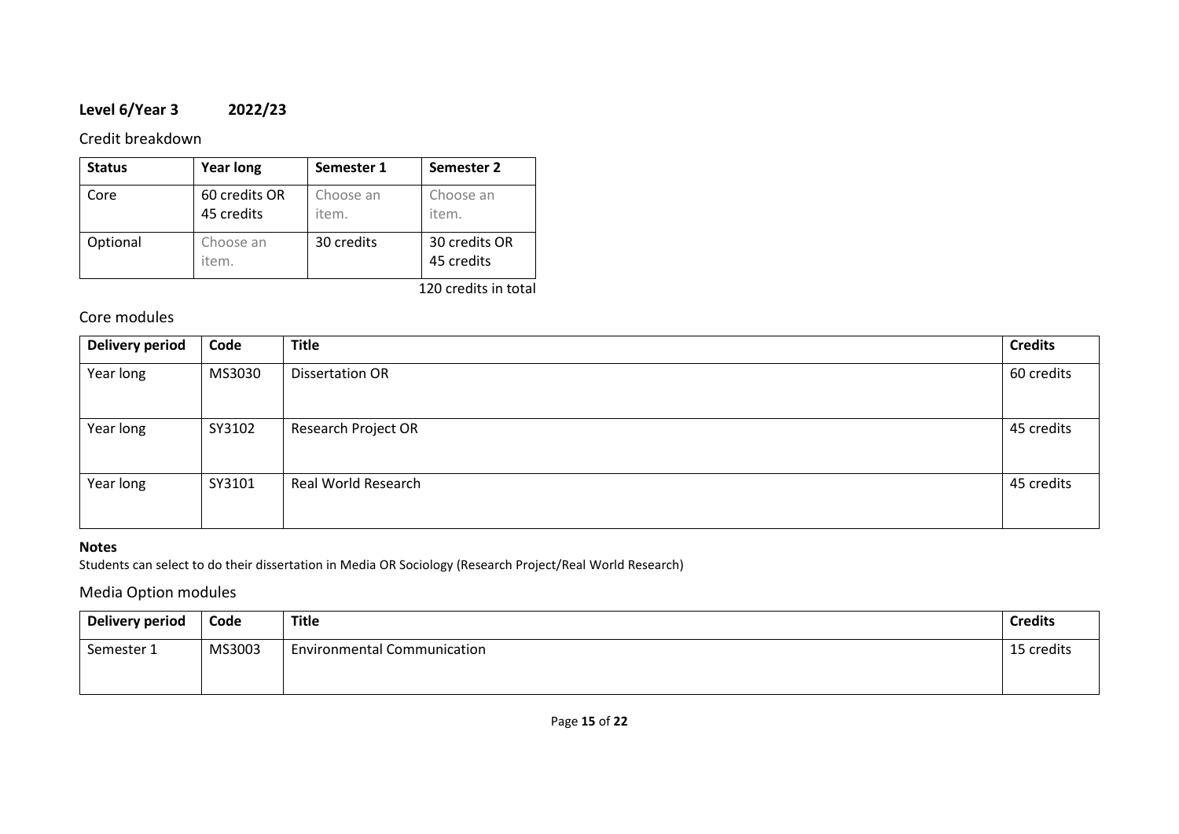**Level 6/Year 3 2022/23**

## Credit breakdown

| Status | Year long | Semester 1 | Semester 2 |
|---|---|---|---|
| Core | 60 credits OR 45 credits | Choose an item. | Choose an item. |
| Optional | Choose an item. | 30 credits | 30 credits OR 45 credits |

120 credits in total

## Core modules

| Delivery period | Code | Title | Credits |
|---|---|---|---|
| Year long | MS3030 | Dissertation OR | 60 credits |
| Year long | SY3102 | Research Project OR | 45 credits |
| Year long | SY3101 | Real World Research | 45 credits |

**Notes**

Students can select to do their dissertation in Media OR Sociology (Research Project/Real World Research)

## Media Option modules

| Delivery period | Code | Title | Credits |
|---|---|---|---|
| Semester 1 | MS3003 | Environmental Communication | 15 credits |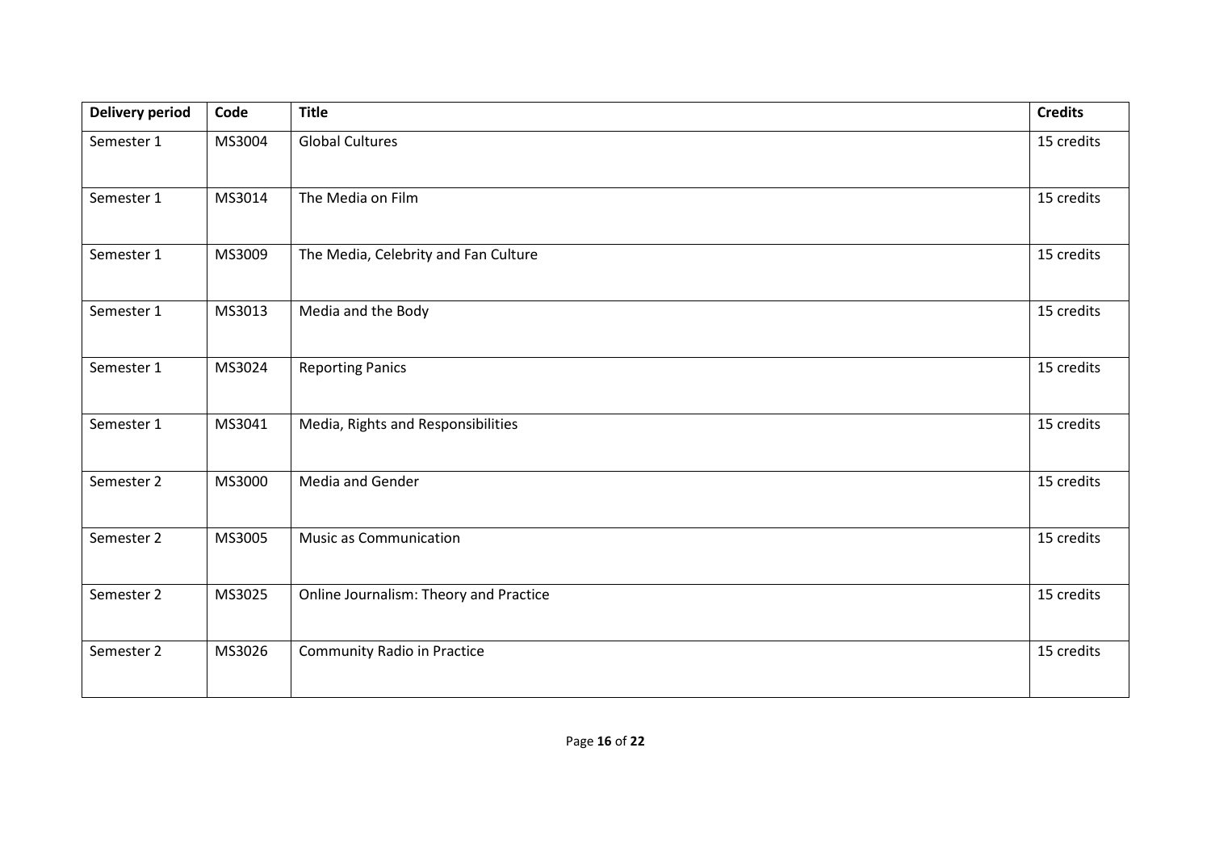| Delivery period | Code | Title | Credits |
| --- | --- | --- | --- |
| Semester 1 | MS3004 | Global Cultures | 15 credits |
| Semester 1 | MS3014 | The Media on Film | 15 credits |
| Semester 1 | MS3009 | The Media, Celebrity and Fan Culture | 15 credits |
| Semester 1 | MS3013 | Media and the Body | 15 credits |
| Semester 1 | MS3024 | Reporting Panics | 15 credits |
| Semester 1 | MS3041 | Media, Rights and Responsibilities | 15 credits |
| Semester 2 | MS3000 | Media and Gender | 15 credits |
| Semester 2 | MS3005 | Music as Communication | 15 credits |
| Semester 2 | MS3025 | Online Journalism: Theory and Practice | 15 credits |
| Semester 2 | MS3026 | Community Radio in Practice | 15 credits |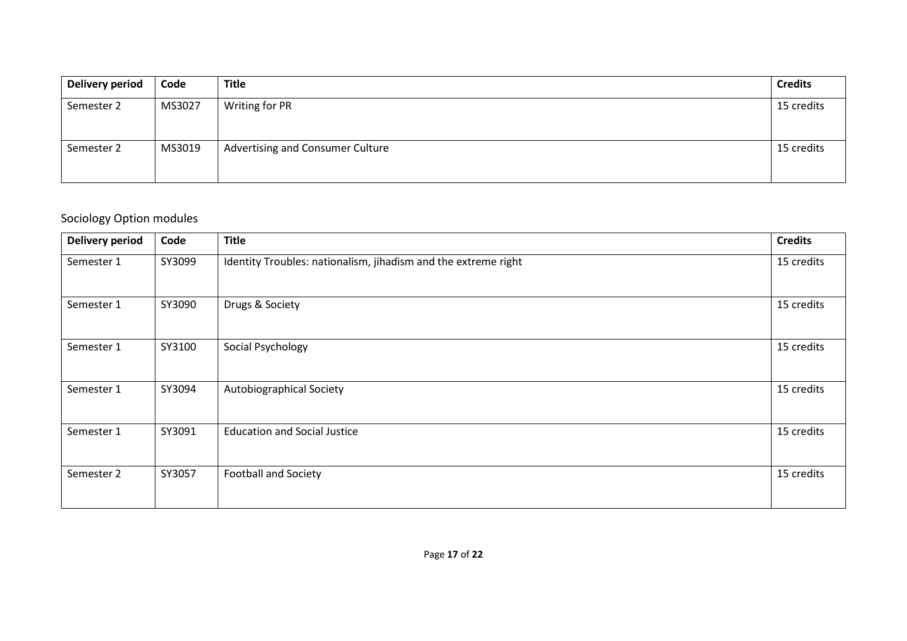| Delivery period | Code | Title | Credits |
|---|---|---|---|
| Semester 2 | MS3027 | Writing for PR | 15 credits |
| Semester 2 | MS3019 | Advertising and Consumer Culture | 15 credits |

## Sociology Option modules

| Delivery period | Code | Title | Credits |
|---|---|---|---|
| Semester 1 | SY3099 | Identity Troubles: nationalism, jihadism and the extreme right | 15 credits |
| Semester 1 | SY3090 | Drugs & Society | 15 credits |
| Semester 1 | SY3100 | Social Psychology | 15 credits |
| Semester 1 | SY3094 | Autobiographical Society | 15 credits |
| Semester 1 | SY3091 | Education and Social Justice | 15 credits |
| Semester 2 | SY3057 | Football and Society | 15 credits |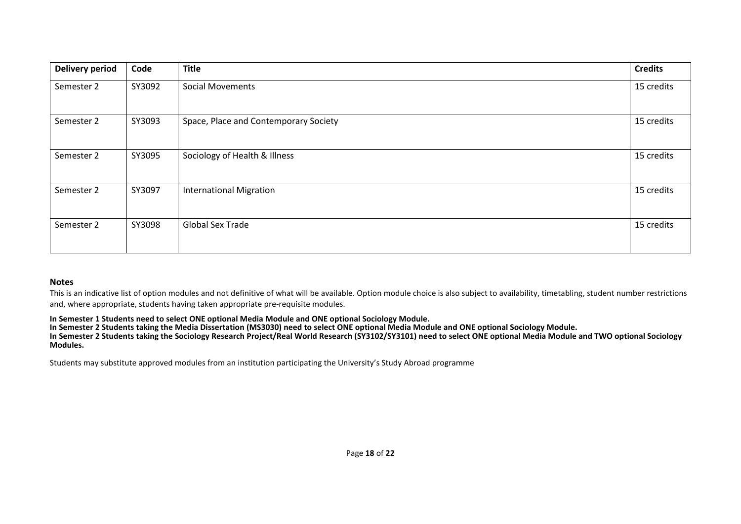| Delivery period | Code | Title | Credits |
|---|---|---|---|
| Semester 2 | SY3092 | Social Movements | 15 credits |
| Semester 2 | SY3093 | Space, Place and Contemporary Society | 15 credits |
| Semester 2 | SY3095 | Sociology of Health & Illness | 15 credits |
| Semester 2 | SY3097 | International Migration | 15 credits |
| Semester 2 | SY3098 | Global Sex Trade | 15 credits |

**Notes**

This is an indicative list of option modules and not definitive of what will be available. Option module choice is also subject to availability, timetabling, student number restrictions and, where appropriate, students having taken appropriate pre-requisite modules.

**In Semester 1 Students need to select ONE optional Media Module and ONE optional Sociology Module.**
**In Semester 2 Students taking the Media Dissertation (MS3030) need to select ONE optional Media Module and ONE optional Sociology Module.**
**In Semester 2 Students taking the Sociology Research Project/Real World Research (SY3102/SY3101) need to select ONE optional Media Module and TWO optional Sociology Modules.**

Students may substitute approved modules from an institution participating the University's Study Abroad programme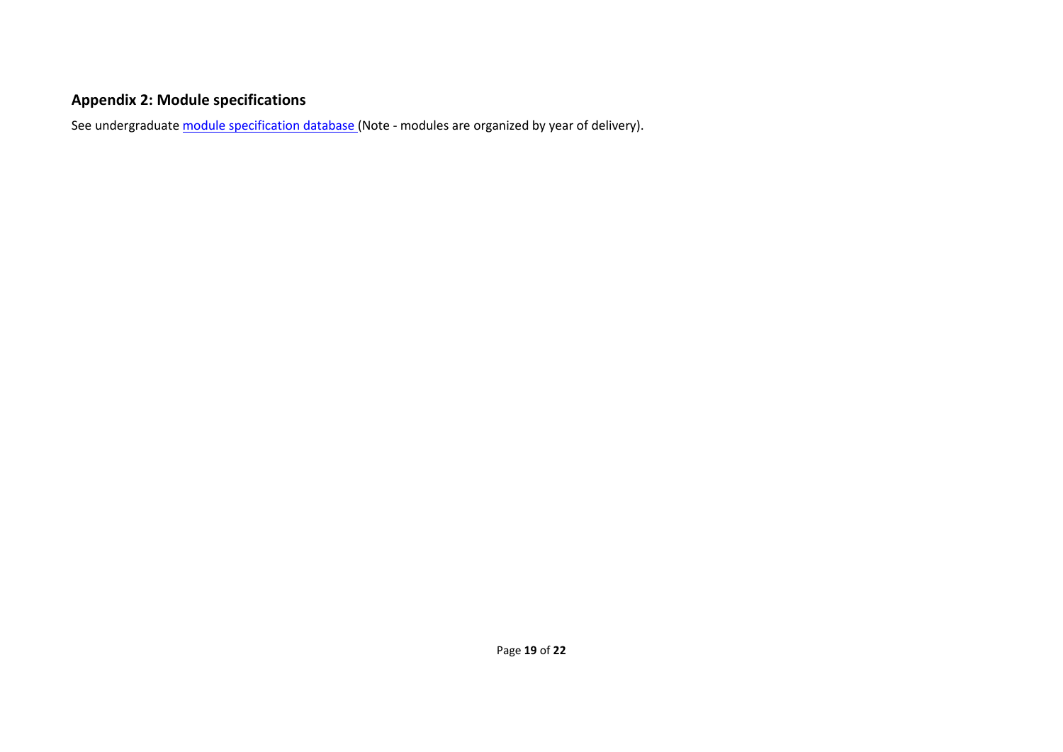## Appendix 2: Module specifications

See undergraduate module specification database (Note - modules are organized by year of delivery).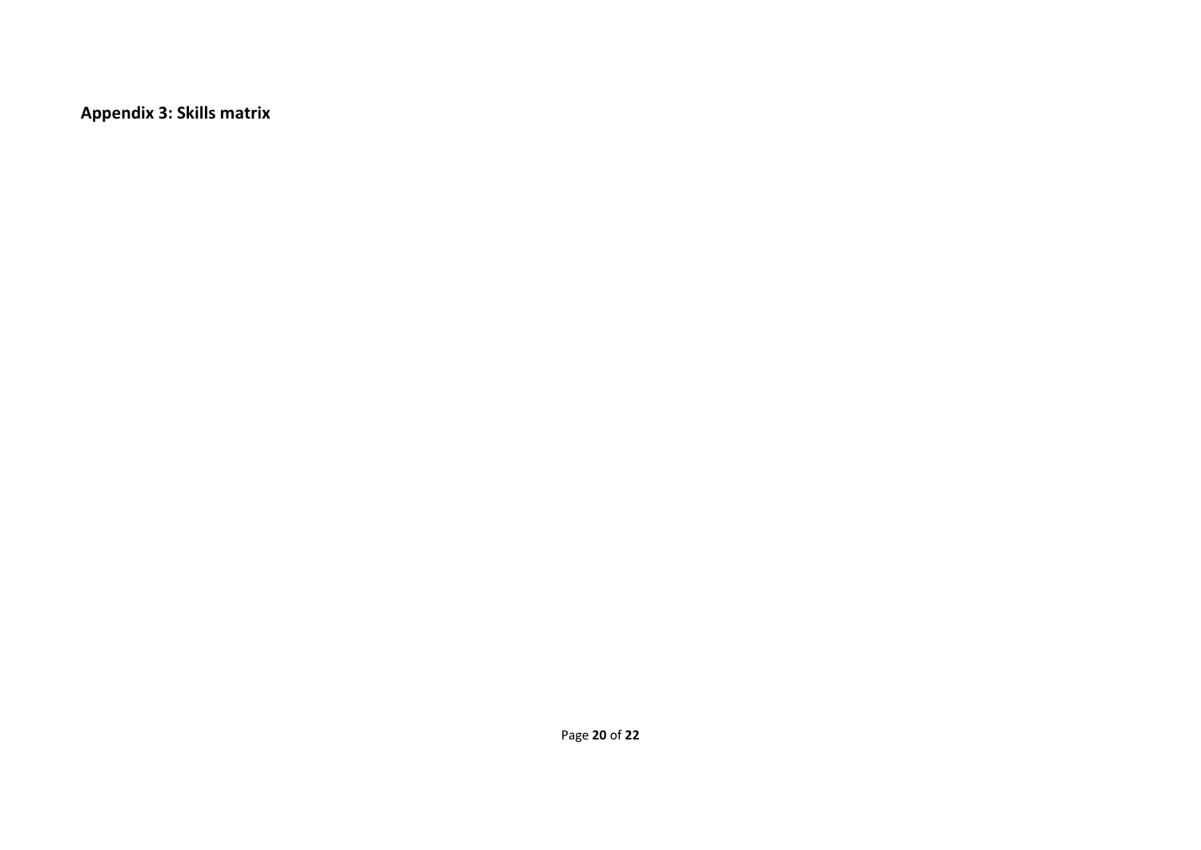**Appendix 3: Skills matrix**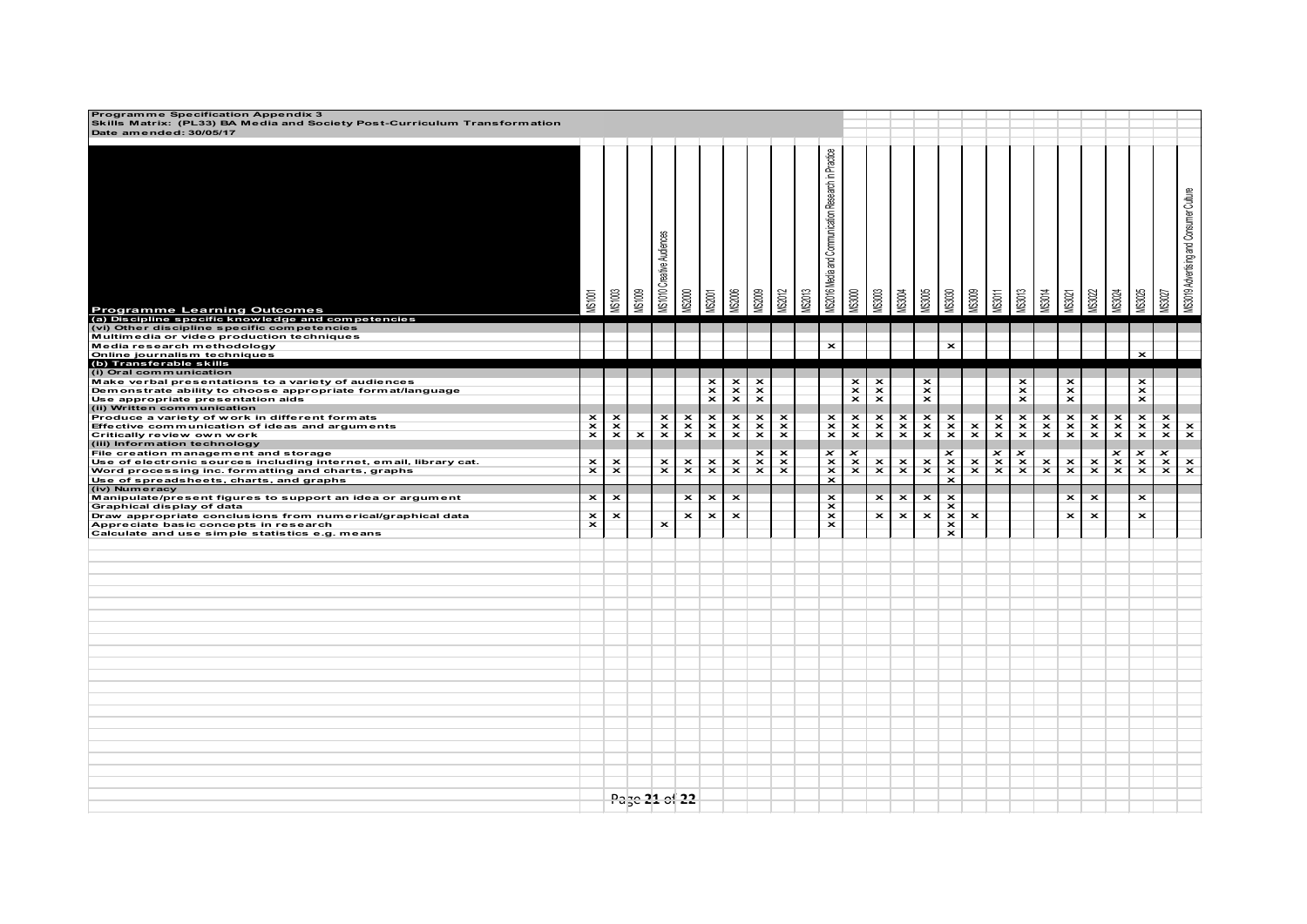**Programme Specification Appendix 3**
**Skills Matrix: (PL33) BA Media and Society Post-Curriculum Transformation**
**Date amended: 30/05/17**

| Programme Learning Outcomes | MS1001 | MS1003 | MS1009 | MS1010 Creative Audiences | MS2000 | MS2001 | MS2006 | MS2009 | MS2012 | MS2013 | MS2016 Media and Communication Research in Practice | MS3000 | MS3003 | MS3004 | MS3005 | MS3030 | MS3009 | MS3011 | MS3013 | MS3014 | MS3021 | MS3022 | MS3024 | MS3025 | MS3027 | MS3019 Advertising and Consumer Culture |
|---|---|---|---|---|---|---|---|---|---|---|---|---|---|---|---|---|---|---|---|---|---|---|---|---|---|---|
| **(a) Discipline specific knowledge and competencies** | | | | | | | | | | | | | | | | | | | | | | | | | | |
| **(vi) Other discipline specific competencies** | | | | | | | | | | | | | | | | | | | | | | | | | | |
| Multimedia or video production techniques | | | | | | | | | | | | | | | | | | | | | | | | | | |
| Media research methodology | | | | | | | | | | | × | | | | | × | | | | | | | | | | |
| Online journalism techniques | | | | | | | | | | | | | | | | | | | | | | | | × | | |
| **(b) Transferable skills** | | | | | | | | | | | | | | | | | | | | | | | | | | |
| **(i) Oral communication** | | | | | | | | | | | | | | | | | | | | | | | | | | |
| Make verbal presentations to a variety of audiences | | | | | | × | × | × | | | | × | × | | × | | | | × | | × | | | × | | |
| Demonstrate ability to choose appropriate format/language | | | | | | × | × | × | | | | × | × | | × | | | | × | | × | | | × | | |
| Use appropriate presentation aids | | | | | | × | × | × | | | | × | × | | × | | | | × | | × | | | × | | |
| **(ii) Written communication** | | | | | | | | | | | | | | | | | | | | | | | | | | |
| Produce a variety of work in different formats | × | × | | × | × | × | × | × | × | | × | × | × | × | × | × | | × | × | × | × | × | × | × | × | |
| Effective communication of ideas and arguments | × | × | | × | × | × | × | × | × | | × | × | × | × | × | × | | × | × | × | × | × | × | × | × | × |
| Critically review own work | × | × | × | × | × | × | × | × | × | | × | × | × | × | × | × | × | × | × | × | × | × | × | × | × | × |
| **(iii) Information technology** | | | | | | | | | | | | | | | | | | | | | | | | | | |
| File creation management and storage | | | | | | | | × | × | | × | × | | | | × | | × | × | | | | × | × | × | |
| Use of electronic sources including internet, email, library cat. | × | × | | × | × | × | × | × | × | | × | × | × | × | × | × | × | × | × | × | × | × | × | × | × | × |
| Word processing inc. formatting and charts, graphs | × | × | | × | × | × | × | × | × | | × | × | × | × | × | × | × | × | × | × | × | × | × | × | × | × |
| Use of spreadsheets, charts, and graphs | | | | | | | | | | | × | | | | | × | | | | | | | | | | |
| **(iv) Numeracy** | | | | | | | | | | | | | | | | | | | | | | | | | | |
| Manipulate/present figures to support an idea or argument | × | × | | | × | × | × | | | | × | | × | × | × | × | | | | | × | × | | × | | |
| Graphical display of data | | | | | | | | | | | × | | | | | × | | | | | | | | | | |
| Draw appropriate conclusions from numerical/graphical data | × | × | | | × | × | × | | | | × | | × | × | × | × | × | | | | × | × | | × | | |
| Appreciate basic concepts in research | × | | | × | | | | | | | × | | | | | × | | | | | | | | | | |
| Calculate and use simple statistics e.g. means | | | | | | | | | | | | | | | | × | | | | | | | | | | |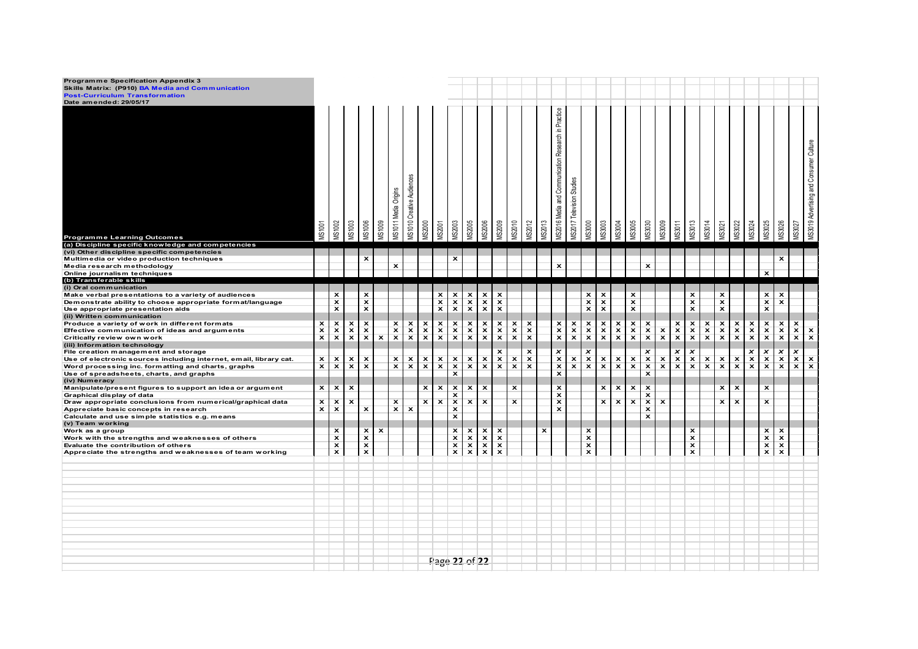**Programme Specification Appendix 3**
**Skills Matrix: (P910) BA Media and Communication**
**Post-Curriculum Transformation**
**Date amended: 29/05/17**

| Programme Learning Outcomes | MS1001 | MS1002 | MS1003 | MS1006 | MS1009 | MS1011 Media Origins | MS1010 Creative Audiences | MS2000 | MS2001 | MS2003 | MS2005 | MS2006 | MS2009 | MS2010 | MS2012 | MS2013 | MS2016 Media and Communication Research in Practice | MS2017 Television Studies | MS3000 | MS3003 | MS3004 | MS3005 | MS3030 | MS3009 | MS3011 | MS3013 | MS3014 | MS3021 | MS3022 | MS3024 | MS3025 | MS3026 | MS3027 | MS3019 Advertising and Consumer Culture |
|---|---|---|---|---|---|---|---|---|---|---|---|---|---|---|---|---|---|---|---|---|---|---|---|---|---|---|---|---|---|---|---|---|---|---|
| **(a) Discipline specific knowledge and competencies** | | | | | | | | | | | | | | | | | | | | | | | | | | | | | | | | | | |
| **(vi) Other discipline specific competencies** | | | | | | | | | | | | | | | | | | | | | | | | | | | | | | | | | | |
| Multimedia or video production techniques | | | | x | | | | | | x | | | | | | | | | | | | | | | | | | | | | | x | | |
| Media research methodology | | | | | | x | | | | | | | | | | | x | | | | | | x | | | | | | | | | | | |
| Online journalism techniques | | | | | | | | | | | | | | | | | | | | | | | | | | | | | | | x | | | |
| **(b) Transferable skills** | | | | | | | | | | | | | | | | | | | | | | | | | | | | | | | | | | |
| **(i) Oral communication** | | | | | | | | | | | | | | | | | | | | | | | | | | | | | | | | | | |
| Make verbal presentations to a variety of audiences | | x | | x | | | | | x | x | x | x | x | | | | | | x | x | | x | | | | x | | x | | | x | x | | |
| Demonstrate ability to choose appropriate format/language | | x | | x | | | | | x | x | x | x | x | | | | | | x | x | | x | | | | x | | x | | | x | x | | |
| Use appropriate presentation aids | | x | | x | | | | | x | x | x | x | x | | | | | | x | x | | x | | | | x | | x | | | x | | | |
| **(ii) Written communication** | | | | | | | | | | | | | | | | | | | | | | | | | | | | | | | | | | |
| Produce a variety of work in different formats | x | x | x | x | | x | x | x | x | x | x | x | x | x | x | | x | x | x | x | x | x | x | | x | x | x | x | x | x | x | x | x | |
| Effective communication of ideas and arguments | x | x | x | x | | x | x | x | x | x | x | x | x | x | x | | x | x | x | x | x | x | x | x | x | x | x | x | x | x | x | x | x | x |
| Critically review own work | x | x | x | x | x | x | x | x | x | x | x | x | x | x | x | | x | x | x | x | x | x | x | x | x | x | x | x | x | x | x | x | x | x |
| **(iii) Information technology** | | | | | | | | | | | | | | | | | | | | | | | | | | | | | | | | | | |
| File creation management and storage | | | | | | | | | | | | | x | | x | | x | | x | | | | x | | x | x | | | | x | x | x | x | |
| Use of electronic sources including internet, email, library cat. | x | x | x | x | | x | x | x | x | x | x | x | x | x | x | | x | x | x | x | x | x | x | x | x | x | x | x | x | x | x | x | x | x |
| Word processing inc. formatting and charts, graphs | x | x | x | x | | x | x | x | x | x | x | x | x | x | x | | x | x | x | x | x | x | x | x | x | x | x | x | x | x | x | x | x | x |
| Use of spreadsheets, charts, and graphs | | | | | | | | | | x | | | | | | | x | | | | | | x | | | | | | | | | | | |
| **(iv) Numeracy** | | | | | | | | | | | | | | | | | | | | | | | | | | | | | | | | | | |
| Manipulate/present figures to support an idea or argument | x | x | x | | | | | x | x | x | x | x | | x | | | x | | | x | x | x | x | | | | | x | x | | x | | | |
| Graphical display of data | | | | | | | | | | x | | | | | | | x | | | | | | x | | | | | | | | | | | |
| Draw appropriate conclusions from numerical/graphical data | x | x | x | | | x | | x | x | x | x | x | | x | | | x | | | x | x | x | x | x | | | | x | x | | x | | | |
| Appreciate basic concepts in research | x | x | | x | | x | x | | | x | | | | | | | x | | | | | | x | | | | | | | | | | | |
| Calculate and use simple statistics e.g. means | | | | | | | | | | x | | | | | | | | | | | | | x | | | | | | | | | | | |
| **(v) Team working** | | | | | | | | | | | | | | | | | | | | | | | | | | | | | | | | | | |
| Work as a group | | x | | x | x | | | | | x | x | x | x | | | x | | | x | | | | | | | x | | | | | x | x | | |
| Work with the strengths and weaknesses of others | | x | | x | | | | | | x | x | x | x | | | | | | x | | | | | | | x | | | | | x | x | | |
| Evaluate the contribution of others | | x | | x | | | | | | x | x | x | x | | | | | | x | | | | | | | x | | | | | x | x | | |
| Appreciate the strengths and weaknesses of team working | | x | | x | | | | | | x | x | x | x | | | | | | x | | | | | | | x | | | | | x | x | | |